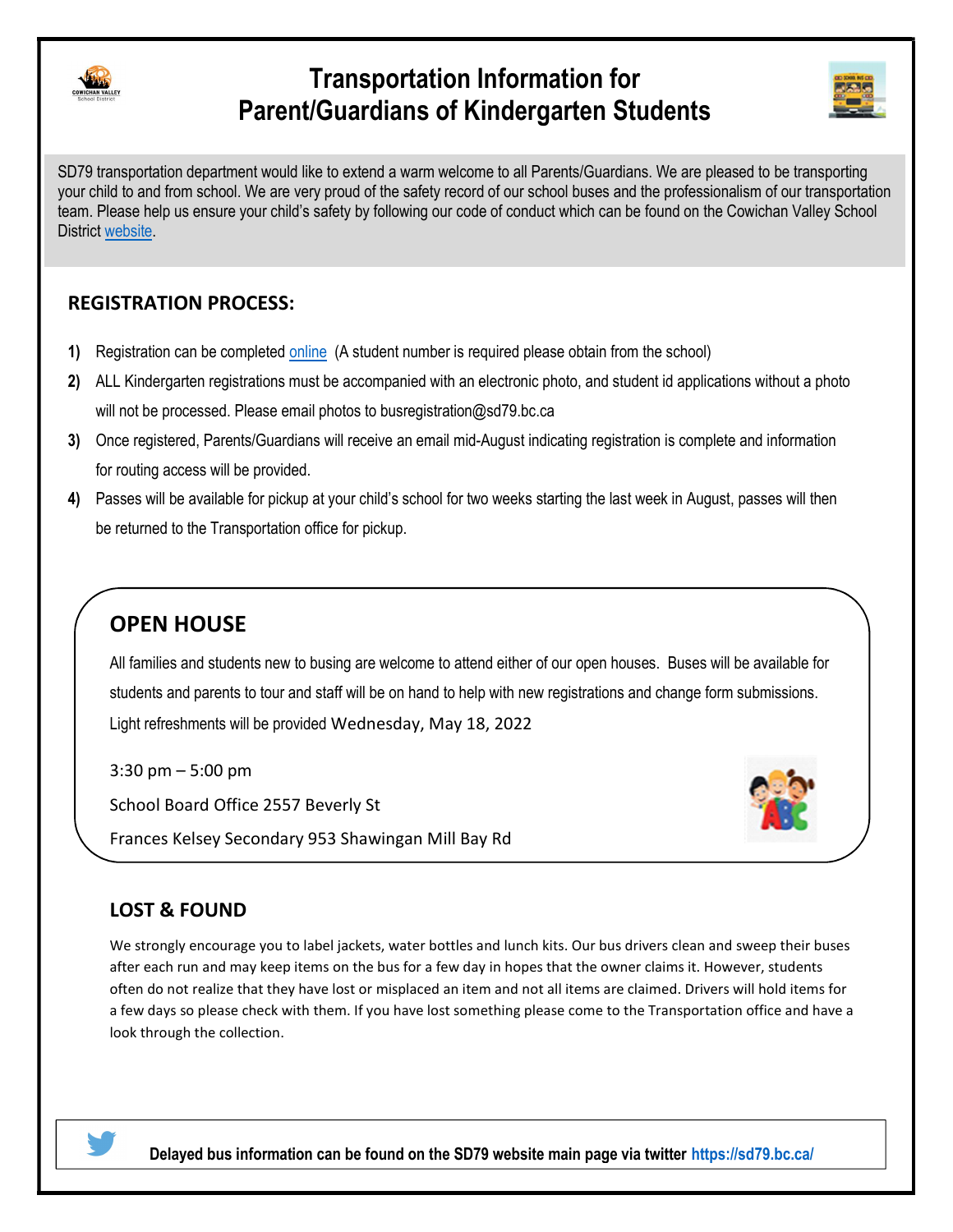# Transportation Information for Parent/Guardians of Kindergarten Students

SD79 transportation department would like to extend a warm welcome to all Parents/Guardians. We are pleased to be transporting your child to and from school. We are very proud of the safety record of our school buses and the professionalism of our transportation team. Please help us ensure your child's safety by following our code of conduct which can be found on the Cowichan Valley School District website.

## REGISTRATION PROCESS:

1) Registration can be completed online (A student number is required please obtain from the school)
2) ALL Kindergarten registrations must be accompanied with an electronic photo, and student id applications without a photo will not be processed. Please email photos to busregistration@sd79.bc.ca
3) Once registered, Parents/Guardians will receive an email mid-August indicating registration is complete and information for routing access will be provided.
4) Passes will be available for pickup at your child's school for two weeks starting the last week in August, passes will then be returned to the Transportation office for pickup.

## OPEN HOUSE

All families and students new to busing are welcome to attend either of our open houses. Buses will be available for students and parents to tour and staff will be on hand to help with new registrations and change form submissions. Light refreshments will be provided Wednesday, May 18, 2022

3:30 pm – 5:00 pm

School Board Office 2557 Beverly St

Frances Kelsey Secondary 953 Shawingan Mill Bay Rd

## LOST & FOUND

We strongly encourage you to label jackets, water bottles and lunch kits. Our bus drivers clean and sweep their buses after each run and may keep items on the bus for a few day in hopes that the owner claims it. However, students often do not realize that they have lost or misplaced an item and not all items are claimed. Drivers will hold items for a few days so please check with them. If you have lost something please come to the Transportation office and have a look through the collection.

**Delayed bus information can be found on the SD79 website main page via twitter https://sd79.bc.ca/**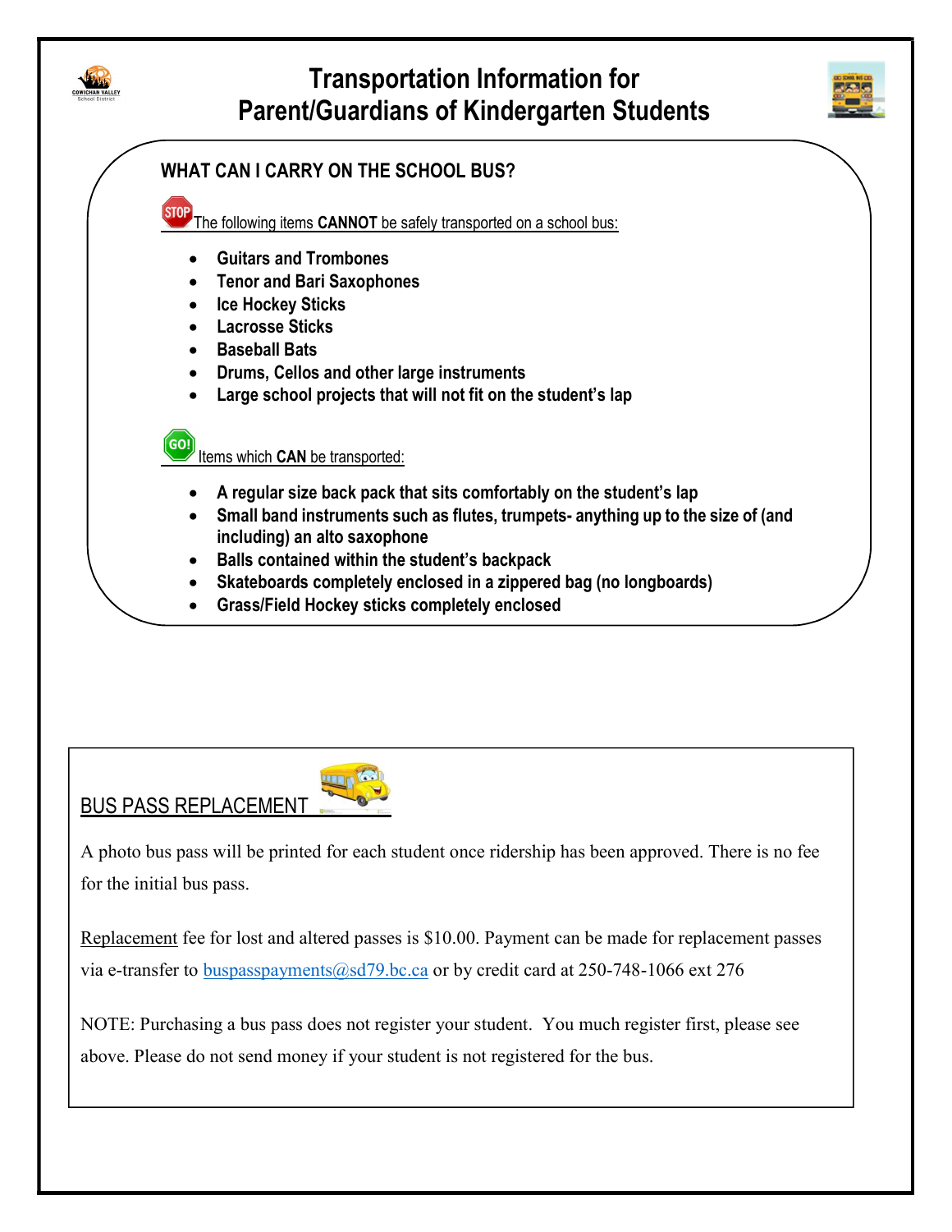# Transportation Information for Parent/Guardians of Kindergarten Students

## WHAT CAN I CARRY ON THE SCHOOL BUS?

STOP The following items **CANNOT** be safely transported on a school bus:

- **Guitars and Trombones**
- **Tenor and Bari Saxophones**
- **Ice Hockey Sticks**
- **Lacrosse Sticks**
- **Baseball Bats**
- **Drums, Cellos and other large instruments**
- **Large school projects that will not fit on the student's lap**

GO! Items which **CAN** be transported:

- **A regular size back pack that sits comfortably on the student's lap**
- **Small band instruments such as flutes, trumpets- anything up to the size of (and including) an alto saxophone**
- **Balls contained within the student's backpack**
- **Skateboards completely enclosed in a zippered bag (no longboards)**
- **Grass/Field Hockey sticks completely enclosed**

## BUS PASS REPLACEMENT

A photo bus pass will be printed for each student once ridership has been approved. There is no fee for the initial bus pass.

Replacement fee for lost and altered passes is $10.00. Payment can be made for replacement passes via e-transfer to buspasspayments@sd79.bc.ca or by credit card at 250-748-1066 ext 276

NOTE: Purchasing a bus pass does not register your student. You much register first, please see above. Please do not send money if your student is not registered for the bus.